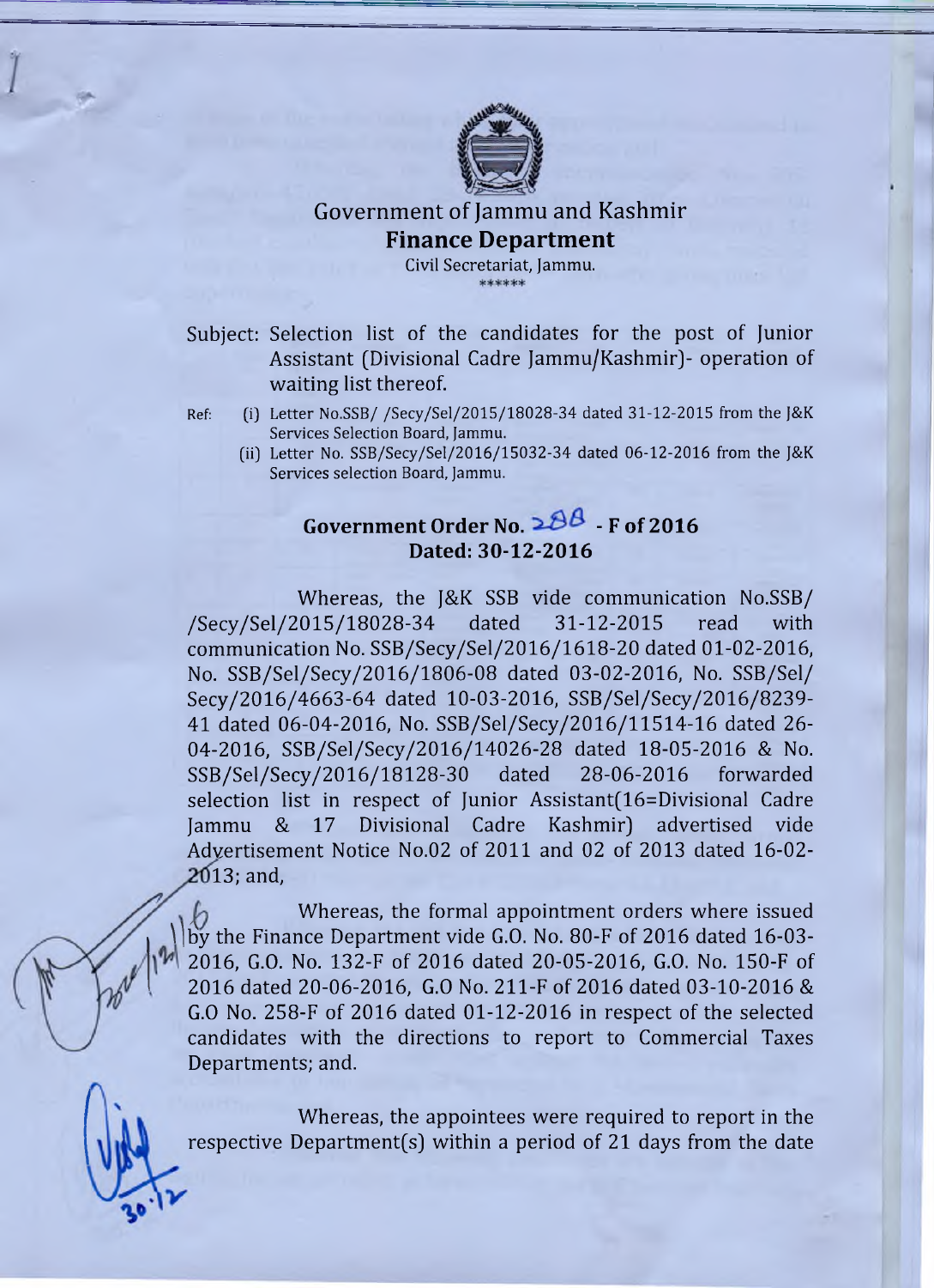# Government of Jammu and Kashmir

## Finance Department

Civil Secretariat, Jammu.

******

Subject: Selection list of the candidates for the post of Junior Assistant (Divisional Cadre Jammu/Kashmir)- operation of waiting list thereof.

Ref: (i) Letter No.SSB/ /Secy/Sel/2015/18028-34 dated 31-12-2015 from the J&K Services Selection Board, Jammu.

(ii) Letter No. SSB/Secy/Sel/2016/15032-34 dated 06-12-2016 from the J&K Services selection Board, Jammu.

**Government Order No. 288 - F of 2016**
**Dated: 30-12-2016**

Whereas, the J&K SSB vide communication No.SSB/ /Secy/Sel/2015/18028-34 dated 31-12-2015 read with communication No. SSB/Secy/Sel/2016/1618-20 dated 01-02-2016, No. SSB/Sel/Secy/2016/1806-08 dated 03-02-2016, No. SSB/Sel/ Secy/2016/4663-64 dated 10-03-2016, SSB/Sel/Secy/2016/8239-41 dated 06-04-2016, No. SSB/Sel/Secy/2016/11514-16 dated 26-04-2016, SSB/Sel/Secy/2016/14026-28 dated 18-05-2016 & No. SSB/Sel/Secy/2016/18128-30 dated 28-06-2016 forwarded selection list in respect of Junior Assistant(16=Divisional Cadre Jammu & 17 Divisional Cadre Kashmir) advertised vide Advertisement Notice No.02 of 2011 and 02 of 2013 dated 16-02-2013; and,

Whereas, the formal appointment orders where issued by the Finance Department vide G.O. No. 80-F of 2016 dated 16-03-2016, G.O. No. 132-F of 2016 dated 20-05-2016, G.O. No. 150-F of 2016 dated 20-06-2016, G.O No. 211-F of 2016 dated 03-10-2016 & G.O No. 258-F of 2016 dated 01-12-2016 in respect of the selected candidates with the directions to report to Commercial Taxes Departments; and.

Whereas, the appointees were required to report in the respective Department(s) within a period of 21 days from the date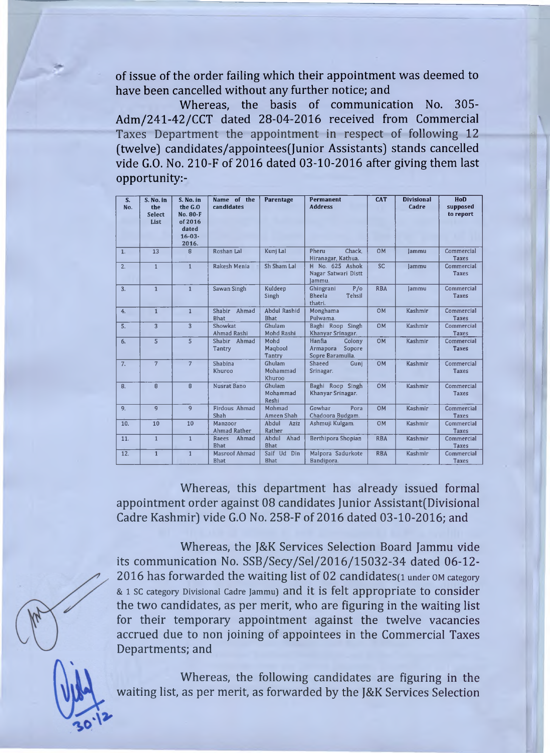of issue of the order failing which their appointment was deemed to have been cancelled without any further notice; and

Whereas, the basis of communication No. 305-Adm/241-42/CCT dated 28-04-2016 received from Commercial Taxes Department the appointment in respect of following 12 (twelve) candidates/appointees(Junior Assistants) stands cancelled vide G.O. No. 210-F of 2016 dated 03-10-2016 after giving them last opportunity:-

| S. No. | S. No. in the Select List | S. No. in the G.O No. 80-F of 2016 dated 16-03-2016. | Name of the candidates | Parentage | Permanent Address | CAT | Divisional Cadre | HoD supposed to report |
|---|---|---|---|---|---|---|---|---|
| 1. | 13 | 8 | Roshan Lal | Kunj Lal | Pheru Chack, Hiranagar, Kathua. | OM | Jammu | Commercial Taxes |
| 2. | 1 | 1 | Rakesh Menia | Sh Sham Lal | H No. 625 Ashok Nagar Satwari Distt Jammu. | SC | Jammu | Commercial Taxes |
| 3. | 1 | 1 | Sawan Singh | Kuldeep Singh | Ghingrani P/o Bheela Tehsil thatri. | RBA | Jammu | Commercial Taxes |
| 4. | 1 | 1 | Shabir Ahmad Bhat | Abdul Rashid Bhat | Monghama Pulwama. | OM | Kashmir | Commercial Taxes |
| 5. | 3 | 3 | Showkat Ahmad Rashi | Ghulam Mohd Rashi | Baghi Roop Singh Khanyar Srinagar. | OM | Kashmir | Commercial Taxes |
| 6. | 5 | 5 | Shabir Ahmad Tantry | Mohd Maqbool Tantry | Hanfia Colony Armapora Sopore Sopre Baramulla. | OM | Kashmir | Commercial Taxes |
| 7. | 7 | 7 | Shabina Khuroo | Ghulam Mohammad Khuroo | Shaeed Gunj Srinagar. | OM | Kashmir | Commercial Taxes |
| 8. | 8 | 8 | Nusrat Bano | Ghulam Mohammad Reshi | Baghi Roop Singh Khanyar Srinagar. | OM | Kashmir | Commercial Taxes |
| 9. | 9 | 9 | Firdous Ahmad Shah | Mohmad Ameen Shah | Gowhar Pora Chadoora Budgam. | OM | Kashmir | Commercial Taxes |
| 10. | 10 | 10 | Manzoor Ahmad Rather | Abdul Aziz Rather | Ashmuji Kulgam. | OM | Kashmir | Commercial Taxes |
| 11. | 1 | 1 | Raees Ahmad Bhat | Abdul Ahad Bhat | Berthipora Shopian | RBA | Kashmir | Commercial Taxes |
| 12. | 1 | 1 | Masroof Ahmad Bhat | Saif Ud Din Bhat | Malpora Sadurkote Bandipora. | RBA | Kashmir | Commercial Taxes |

Whereas, this department has already issued formal appointment order against 08 candidates Junior Assistant(Divisional Cadre Kashmir) vide G.O No. 258-F of 2016 dated 03-10-2016; and

Whereas, the J&K Services Selection Board Jammu vide its communication No. SSB/Secy/Sel/2016/15032-34 dated 06-12-2016 has forwarded the waiting list of 02 candidates(1 under OM category & 1 SC category Divisional Cadre Jammu) and it is felt appropriate to consider the two candidates, as per merit, who are figuring in the waiting list for their temporary appointment against the twelve vacancies accrued due to non joining of appointees in the Commercial Taxes Departments; and

Whereas, the following candidates are figuring in the waiting list, as per merit, as forwarded by the J&K Services Selection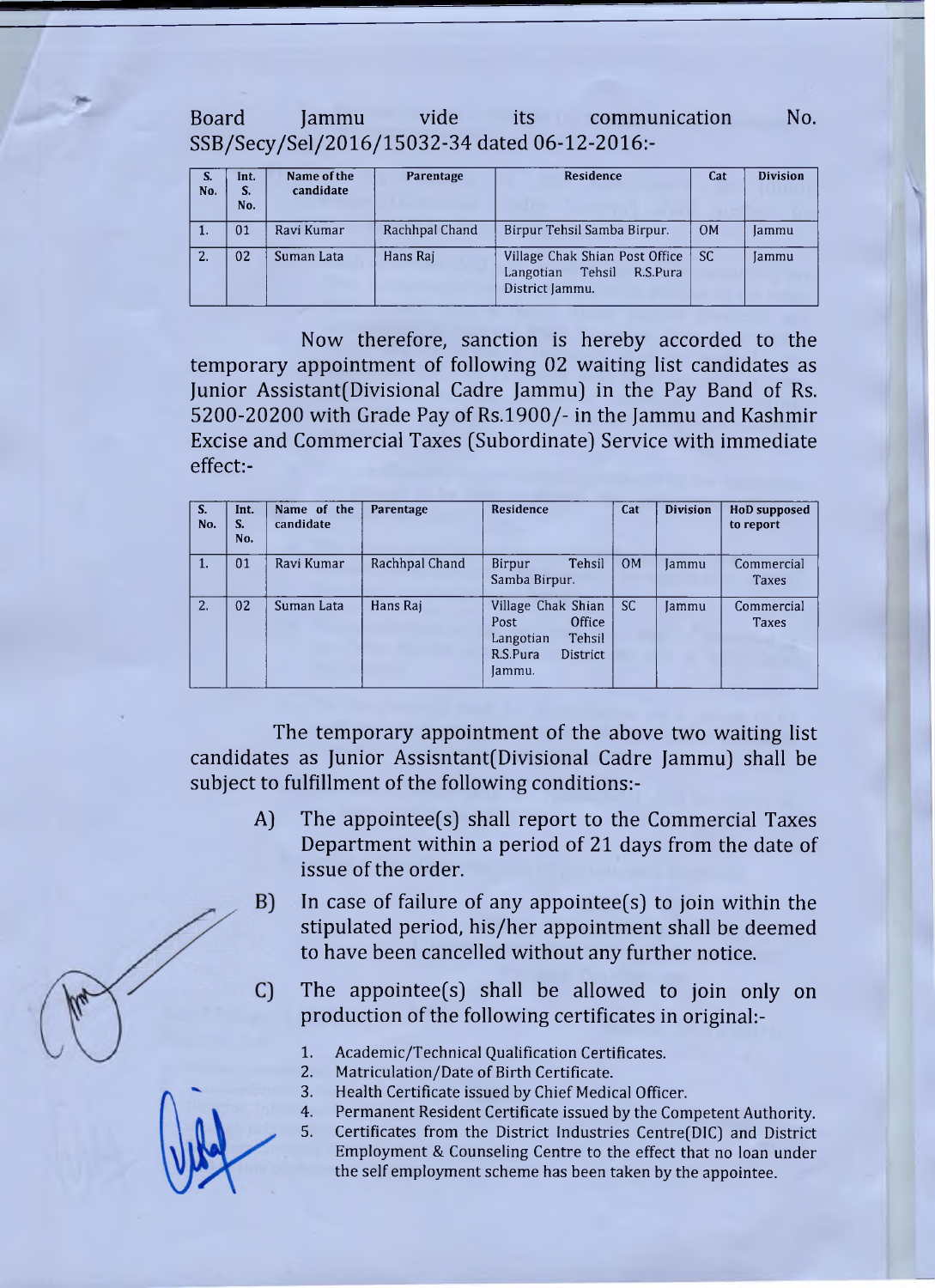Board Jammu vide its communication No. SSB/Secy/Sel/2016/15032-34 dated 06-12-2016:-

| S. No. | Int. S. No. | Name of the candidate | Parentage | Residence | Cat | Division |
|---|---|---|---|---|---|---|
| 1. | 01 | Ravi Kumar | Rachhpal Chand | Birpur Tehsil Samba Birpur. | OM | Jammu |
| 2. | 02 | Suman Lata | Hans Raj | Village Chak Shian Post Office Langotian Tehsil R.S.Pura District Jammu. | SC | Jammu |

Now therefore, sanction is hereby accorded to the temporary appointment of following 02 waiting list candidates as Junior Assistant(Divisional Cadre Jammu) in the Pay Band of Rs. 5200-20200 with Grade Pay of Rs.1900/- in the Jammu and Kashmir Excise and Commercial Taxes (Subordinate) Service with immediate effect:-

| S. No. | Int. S. No. | Name of the candidate | Parentage | Residence | Cat | Division | HoD supposed to report |
|---|---|---|---|---|---|---|---|
| 1. | 01 | Ravi Kumar | Rachhpal Chand | Birpur Tehsil Samba Birpur. | OM | Jammu | Commercial Taxes |
| 2. | 02 | Suman Lata | Hans Raj | Village Chak Shian Post Office Langotian Tehsil R.S.Pura District Jammu. | SC | Jammu | Commercial Taxes |

The temporary appointment of the above two waiting list candidates as Junior Assisntant(Divisional Cadre Jammu) shall be subject to fulfillment of the following conditions:-

A) The appointee(s) shall report to the Commercial Taxes Department within a period of 21 days from the date of issue of the order.

B) In case of failure of any appointee(s) to join within the stipulated period, his/her appointment shall be deemed to have been cancelled without any further notice.

C) The appointee(s) shall be allowed to join only on production of the following certificates in original:-

1. Academic/Technical Qualification Certificates.
2. Matriculation/Date of Birth Certificate.
3. Health Certificate issued by Chief Medical Officer.
4. Permanent Resident Certificate issued by the Competent Authority.
5. Certificates from the District Industries Centre(DIC) and District Employment & Counseling Centre to the effect that no loan under the self employment scheme has been taken by the appointee.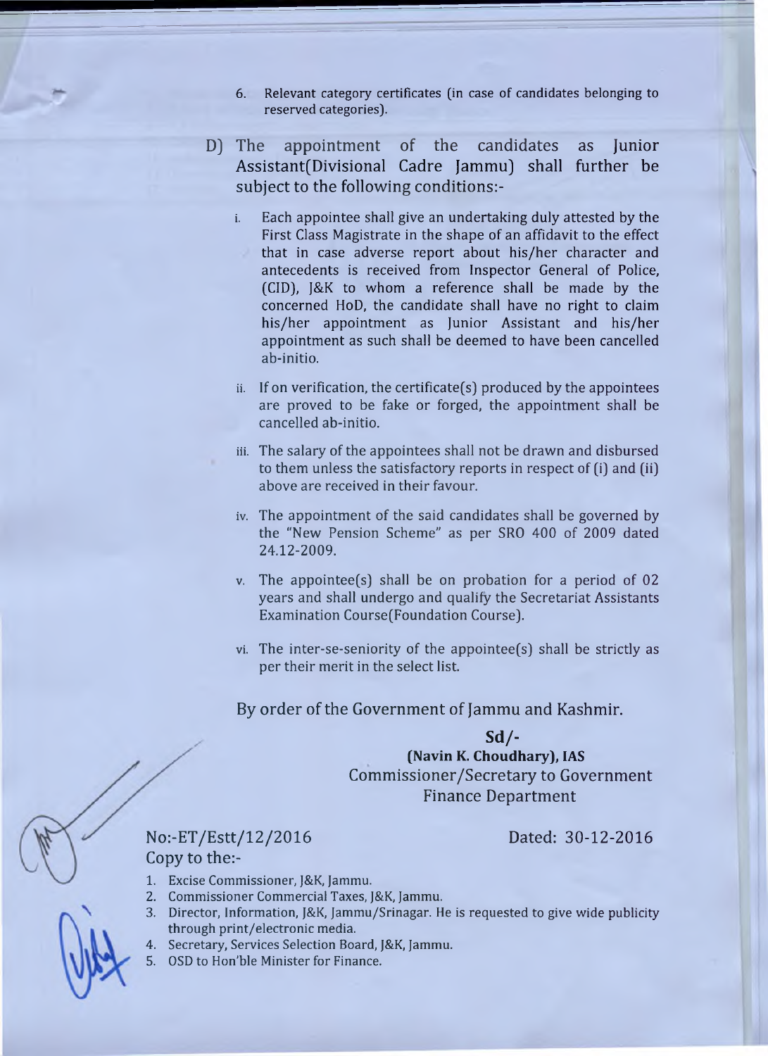6. Relevant category certificates (in case of candidates belonging to reserved categories).

D) The appointment of the candidates as Junior Assistant(Divisional Cadre Jammu) shall further be subject to the following conditions:-

i. Each appointee shall give an undertaking duly attested by the First Class Magistrate in the shape of an affidavit to the effect that in case adverse report about his/her character and antecedents is received from Inspector General of Police, (CID), J&K to whom a reference shall be made by the concerned HoD, the candidate shall have no right to claim his/her appointment as Junior Assistant and his/her appointment as such shall be deemed to have been cancelled ab-initio.

ii. If on verification, the certificate(s) produced by the appointees are proved to be fake or forged, the appointment shall be cancelled ab-initio.

iii. The salary of the appointees shall not be drawn and disbursed to them unless the satisfactory reports in respect of (i) and (ii) above are received in their favour.

iv. The appointment of the said candidates shall be governed by the "New Pension Scheme" as per SRO 400 of 2009 dated 24.12-2009.

v. The appointee(s) shall be on probation for a period of 02 years and shall undergo and qualify the Secretariat Assistants Examination Course(Foundation Course).

vi. The inter-se-seniority of the appointee(s) shall be strictly as per their merit in the select list.

By order of the Government of Jammu and Kashmir.

**Sd/-**
**(Navin K. Choudhary), IAS**
Commissioner/Secretary to Government
Finance Department

No:-ET/Estt/12/2016 Dated: 30-12-2016

Copy to the:-

1. Excise Commissioner, J&K, Jammu.
2. Commissioner Commercial Taxes, J&K, Jammu.
3. Director, Information, J&K, Jammu/Srinagar. He is requested to give wide publicity through print/electronic media.
4. Secretary, Services Selection Board, J&K, Jammu.
5. OSD to Hon'ble Minister for Finance.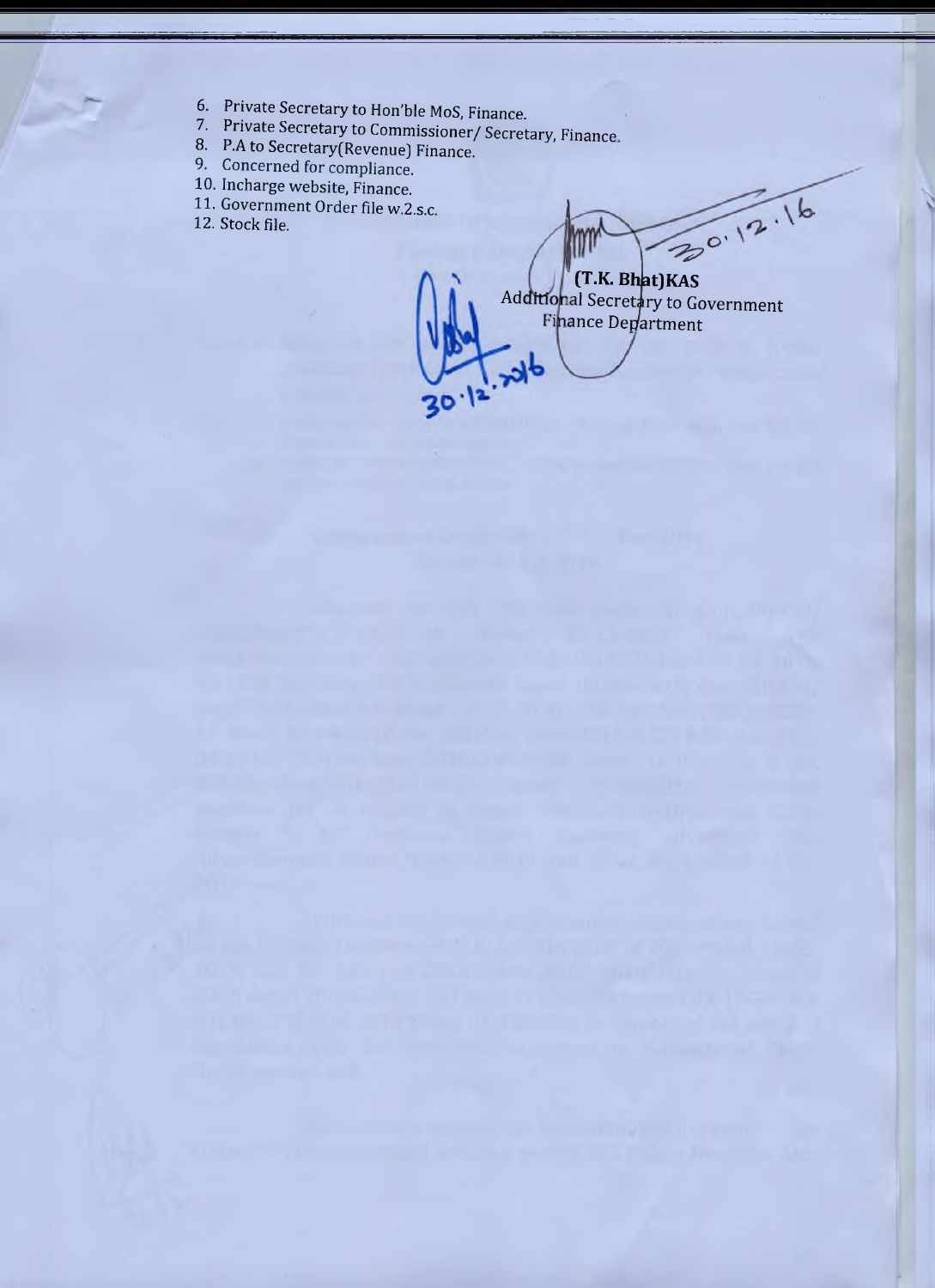6. Private Secretary to Hon'ble MoS, Finance.
7. Private Secretary to Commissioner/ Secretary, Finance.
8. P.A to Secretary(Revenue) Finance.
9. Concerned for compliance.
10. Incharge website, Finance.
11. Government Order file w.2.s.c.
12. Stock file.

30.12.16

**(T.K. Bhat)KAS**
Additional Secretary to Government
Finance Department

30.12.2016